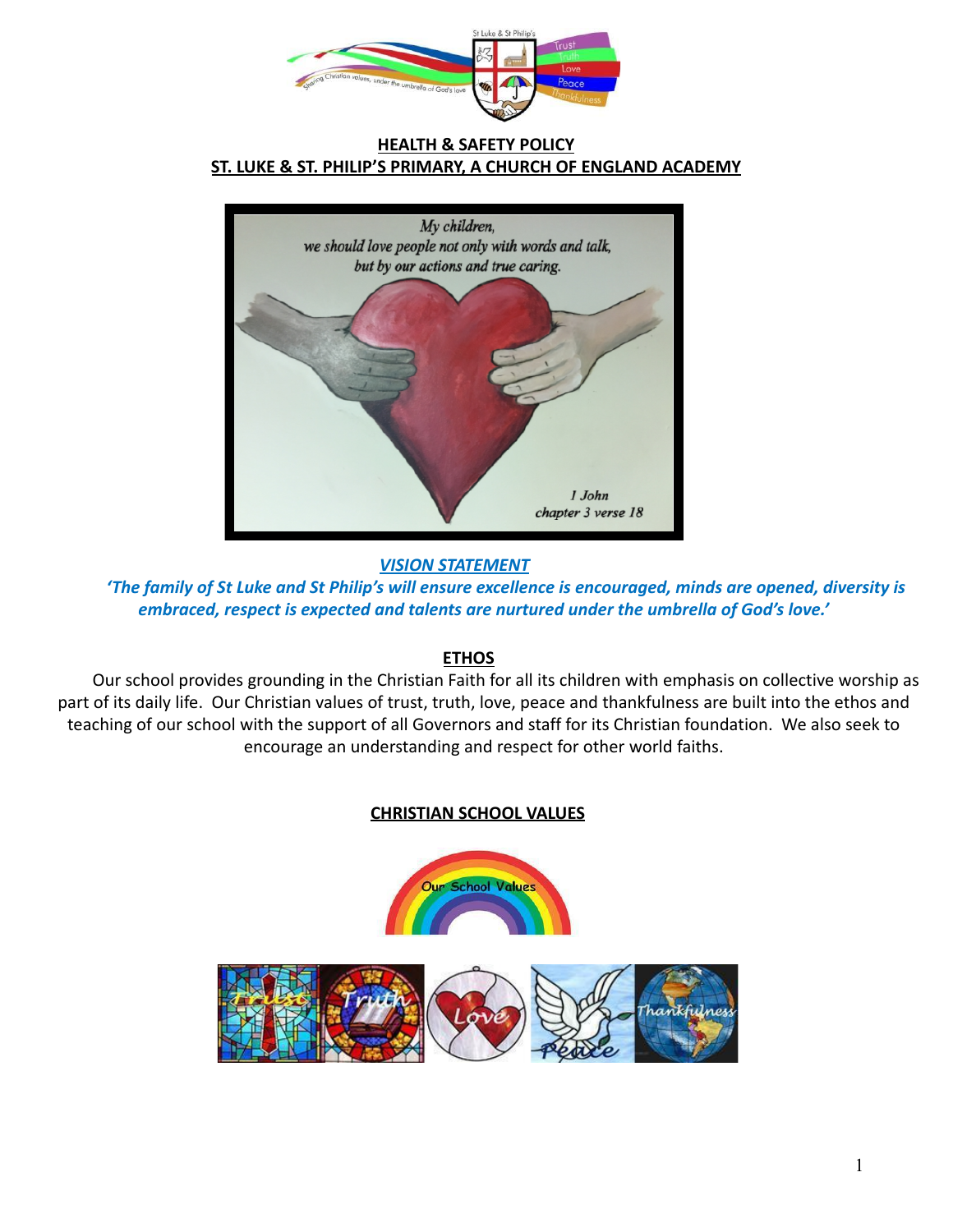# HEALTH & SAFETY POLICY
## ST. LUKE & ST. PHILIP'S PRIMARY, A CHURCH OF ENGLAND ACADEMY

### *VISION STATEMENT*

***'The family of St Luke and St Philip's will ensure excellence is encouraged, minds are opened, diversity is embraced, respect is expected and talents are nurtured under the umbrella of God's love.'***

### ETHOS

Our school provides grounding in the Christian Faith for all its children with emphasis on collective worship as part of its daily life. Our Christian values of trust, truth, love, peace and thankfulness are built into the ethos and teaching of our school with the support of all Governors and staff for its Christian foundation. We also seek to encourage an understanding and respect for other world faiths.

### CHRISTIAN SCHOOL VALUES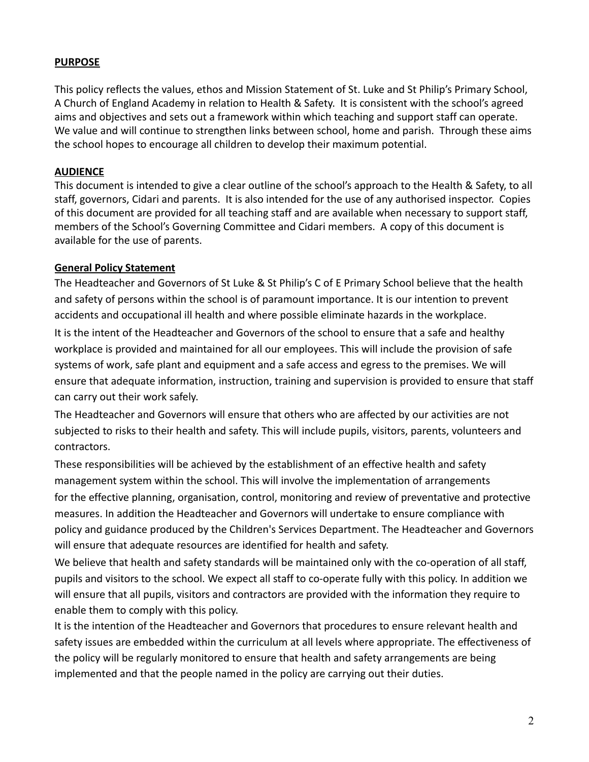## PURPOSE

This policy reflects the values, ethos and Mission Statement of St. Luke and St Philip's Primary School, A Church of England Academy in relation to Health & Safety. It is consistent with the school's agreed aims and objectives and sets out a framework within which teaching and support staff can operate. We value and will continue to strengthen links between school, home and parish. Through these aims the school hopes to encourage all children to develop their maximum potential.

## AUDIENCE

This document is intended to give a clear outline of the school's approach to the Health & Safety, to all staff, governors, Cidari and parents. It is also intended for the use of any authorised inspector. Copies of this document are provided for all teaching staff and are available when necessary to support staff, members of the School's Governing Committee and Cidari members. A copy of this document is available for the use of parents.

## General Policy Statement

The Headteacher and Governors of St Luke & St Philip's C of E Primary School believe that the health and safety of persons within the school is of paramount importance. It is our intention to prevent accidents and occupational ill health and where possible eliminate hazards in the workplace.

It is the intent of the Headteacher and Governors of the school to ensure that a safe and healthy workplace is provided and maintained for all our employees. This will include the provision of safe systems of work, safe plant and equipment and a safe access and egress to the premises. We will ensure that adequate information, instruction, training and supervision is provided to ensure that staff can carry out their work safely.

The Headteacher and Governors will ensure that others who are affected by our activities are not subjected to risks to their health and safety. This will include pupils, visitors, parents, volunteers and contractors.

These responsibilities will be achieved by the establishment of an effective health and safety management system within the school. This will involve the implementation of arrangements for the effective planning, organisation, control, monitoring and review of preventative and protective measures. In addition the Headteacher and Governors will undertake to ensure compliance with policy and guidance produced by the Children's Services Department. The Headteacher and Governors will ensure that adequate resources are identified for health and safety.

We believe that health and safety standards will be maintained only with the co-operation of all staff, pupils and visitors to the school. We expect all staff to co-operate fully with this policy. In addition we will ensure that all pupils, visitors and contractors are provided with the information they require to enable them to comply with this policy.

It is the intention of the Headteacher and Governors that procedures to ensure relevant health and safety issues are embedded within the curriculum at all levels where appropriate. The effectiveness of the policy will be regularly monitored to ensure that health and safety arrangements are being implemented and that the people named in the policy are carrying out their duties.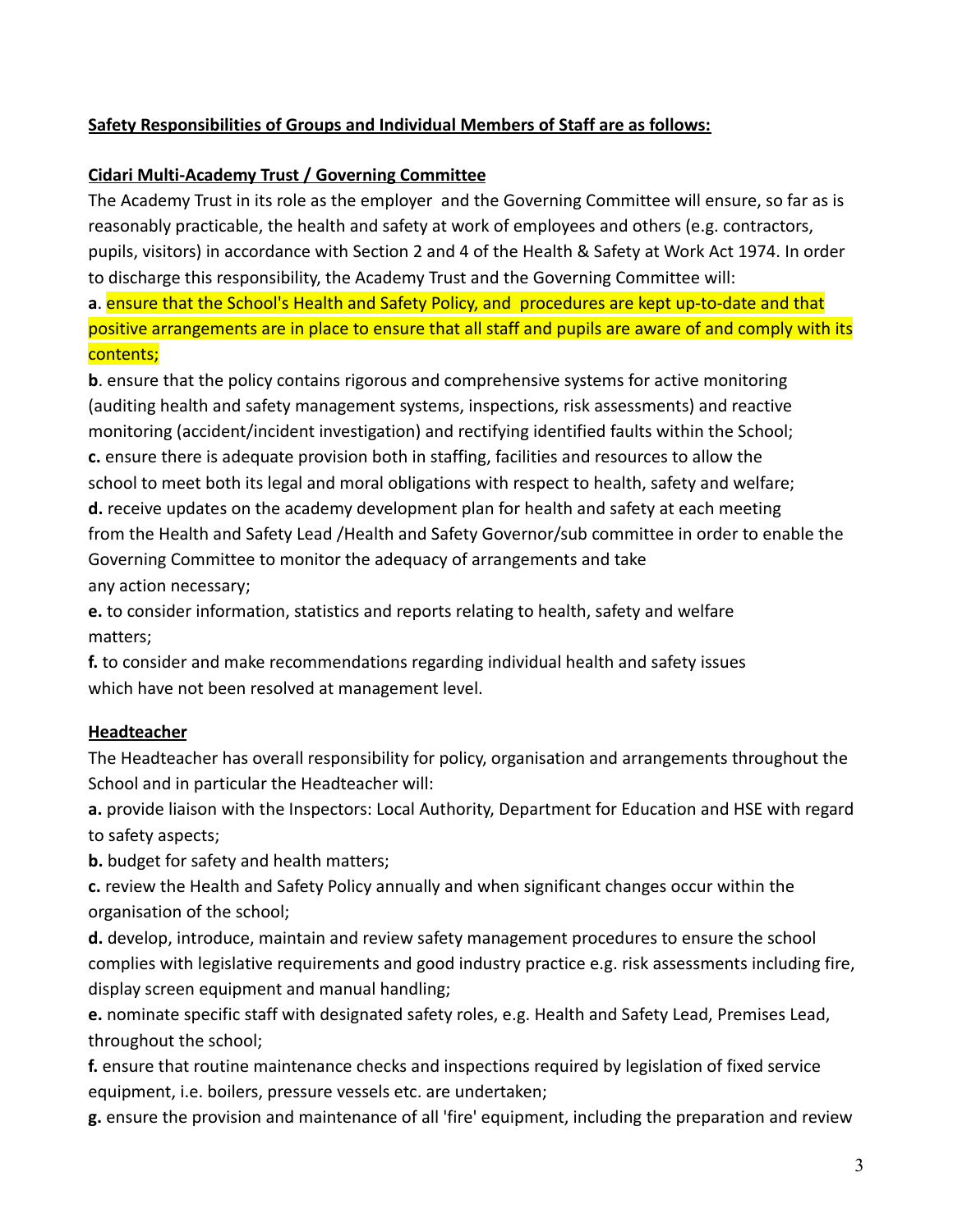**Safety Responsibilities of Groups and Individual Members of Staff are as follows:**

**Cidari Multi-Academy Trust / Governing Committee**

The Academy Trust in its role as the employer and the Governing Committee will ensure, so far as is reasonably practicable, the health and safety at work of employees and others (e.g. contractors, pupils, visitors) in accordance with Section 2 and 4 of the Health & Safety at Work Act 1974. In order to discharge this responsibility, the Academy Trust and the Governing Committee will:

**a**. ensure that the School's Health and Safety Policy, and procedures are kept up-to-date and that positive arrangements are in place to ensure that all staff and pupils are aware of and comply with its contents;

**b**. ensure that the policy contains rigorous and comprehensive systems for active monitoring (auditing health and safety management systems, inspections, risk assessments) and reactive monitoring (accident/incident investigation) and rectifying identified faults within the School;

**c.** ensure there is adequate provision both in staffing, facilities and resources to allow the school to meet both its legal and moral obligations with respect to health, safety and welfare;

**d.** receive updates on the academy development plan for health and safety at each meeting from the Health and Safety Lead /Health and Safety Governor/sub committee in order to enable the Governing Committee to monitor the adequacy of arrangements and take any action necessary;

**e.** to consider information, statistics and reports relating to health, safety and welfare matters;

**f.** to consider and make recommendations regarding individual health and safety issues which have not been resolved at management level.

**Headteacher**

The Headteacher has overall responsibility for policy, organisation and arrangements throughout the School and in particular the Headteacher will:

**a.** provide liaison with the Inspectors: Local Authority, Department for Education and HSE with regard to safety aspects;

**b.** budget for safety and health matters;

**c.** review the Health and Safety Policy annually and when significant changes occur within the organisation of the school;

**d.** develop, introduce, maintain and review safety management procedures to ensure the school complies with legislative requirements and good industry practice e.g. risk assessments including fire, display screen equipment and manual handling;

**e.** nominate specific staff with designated safety roles, e.g. Health and Safety Lead, Premises Lead, throughout the school;

**f.** ensure that routine maintenance checks and inspections required by legislation of fixed service equipment, i.e. boilers, pressure vessels etc. are undertaken;

**g.** ensure the provision and maintenance of all 'fire' equipment, including the preparation and review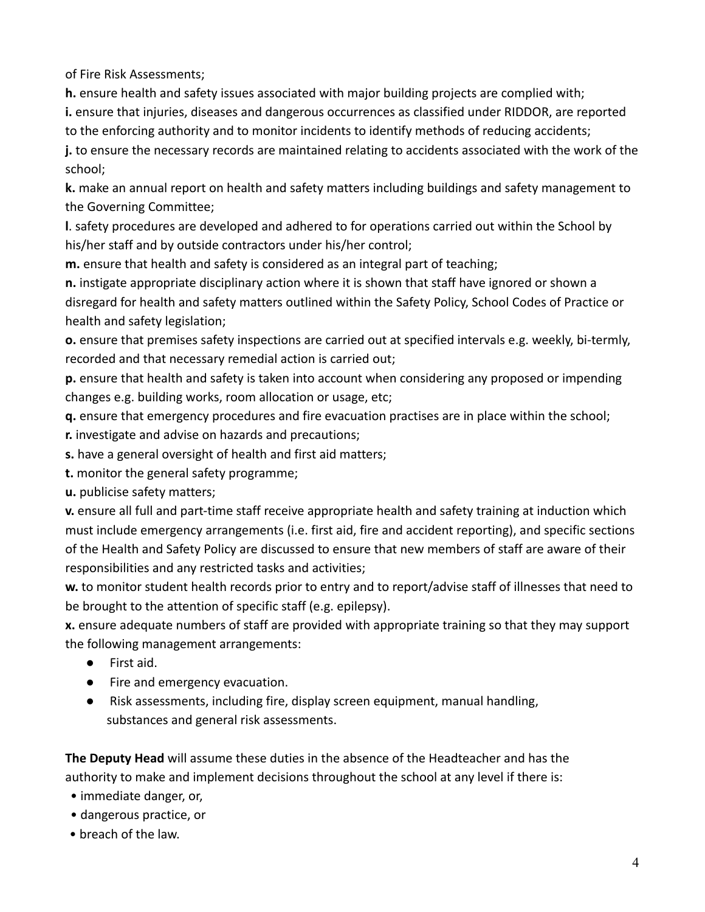of Fire Risk Assessments;

**h.** ensure health and safety issues associated with major building projects are complied with;

**i.** ensure that injuries, diseases and dangerous occurrences as classified under RIDDOR, are reported to the enforcing authority and to monitor incidents to identify methods of reducing accidents;

**j.** to ensure the necessary records are maintained relating to accidents associated with the work of the school;

**k.** make an annual report on health and safety matters including buildings and safety management to the Governing Committee;

**l**. safety procedures are developed and adhered to for operations carried out within the School by his/her staff and by outside contractors under his/her control;

**m.** ensure that health and safety is considered as an integral part of teaching;

**n.** instigate appropriate disciplinary action where it is shown that staff have ignored or shown a disregard for health and safety matters outlined within the Safety Policy, School Codes of Practice or health and safety legislation;

**o.** ensure that premises safety inspections are carried out at specified intervals e.g. weekly, bi-termly, recorded and that necessary remedial action is carried out;

**p.** ensure that health and safety is taken into account when considering any proposed or impending changes e.g. building works, room allocation or usage, etc;

**q.** ensure that emergency procedures and fire evacuation practises are in place within the school;

**r.** investigate and advise on hazards and precautions;

**s.** have a general oversight of health and first aid matters;

**t.** monitor the general safety programme;

**u.** publicise safety matters;

**v.** ensure all full and part-time staff receive appropriate health and safety training at induction which must include emergency arrangements (i.e. first aid, fire and accident reporting), and specific sections of the Health and Safety Policy are discussed to ensure that new members of staff are aware of their responsibilities and any restricted tasks and activities;

**w.** to monitor student health records prior to entry and to report/advise staff of illnesses that need to be brought to the attention of specific staff (e.g. epilepsy).

**x.** ensure adequate numbers of staff are provided with appropriate training so that they may support the following management arrangements:

- First aid.
- Fire and emergency evacuation.
- Risk assessments, including fire, display screen equipment, manual handling, substances and general risk assessments.

**The Deputy Head** will assume these duties in the absence of the Headteacher and has the authority to make and implement decisions throughout the school at any level if there is:

- immediate danger, or,
- dangerous practice, or
- breach of the law.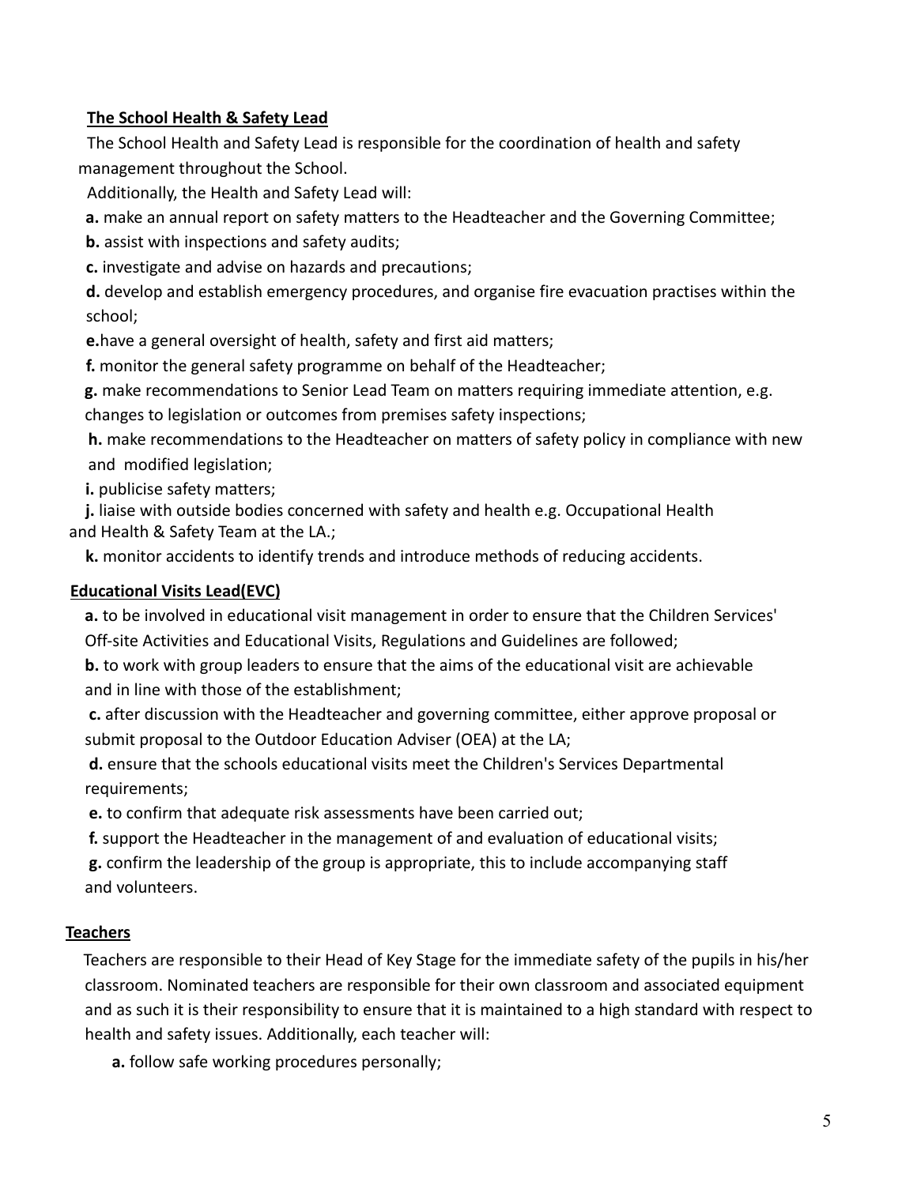**The School Health & Safety Lead**

The School Health and Safety Lead is responsible for the coordination of health and safety management throughout the School.

Additionally, the Health and Safety Lead will:

**a.** make an annual report on safety matters to the Headteacher and the Governing Committee;

**b.** assist with inspections and safety audits;

**c.** investigate and advise on hazards and precautions;

**d.** develop and establish emergency procedures, and organise fire evacuation practises within the school;

**e.**have a general oversight of health, safety and first aid matters;

**f.** monitor the general safety programme on behalf of the Headteacher;

**g.** make recommendations to Senior Lead Team on matters requiring immediate attention, e.g. changes to legislation or outcomes from premises safety inspections;

**h.** make recommendations to the Headteacher on matters of safety policy in compliance with new and modified legislation;

**i.** publicise safety matters;

**j.** liaise with outside bodies concerned with safety and health e.g. Occupational Health and Health & Safety Team at the LA.;

**k.** monitor accidents to identify trends and introduce methods of reducing accidents.

**Educational Visits Lead(EVC)**

**a.** to be involved in educational visit management in order to ensure that the Children Services' Off-site Activities and Educational Visits, Regulations and Guidelines are followed;

**b.** to work with group leaders to ensure that the aims of the educational visit are achievable and in line with those of the establishment;

**c.** after discussion with the Headteacher and governing committee, either approve proposal or submit proposal to the Outdoor Education Adviser (OEA) at the LA;

**d.** ensure that the schools educational visits meet the Children's Services Departmental requirements;

**e.** to confirm that adequate risk assessments have been carried out;

**f.** support the Headteacher in the management of and evaluation of educational visits;

**g.** confirm the leadership of the group is appropriate, this to include accompanying staff and volunteers.

**Teachers**

Teachers are responsible to their Head of Key Stage for the immediate safety of the pupils in his/her classroom. Nominated teachers are responsible for their own classroom and associated equipment and as such it is their responsibility to ensure that it is maintained to a high standard with respect to health and safety issues. Additionally, each teacher will:

**a.** follow safe working procedures personally;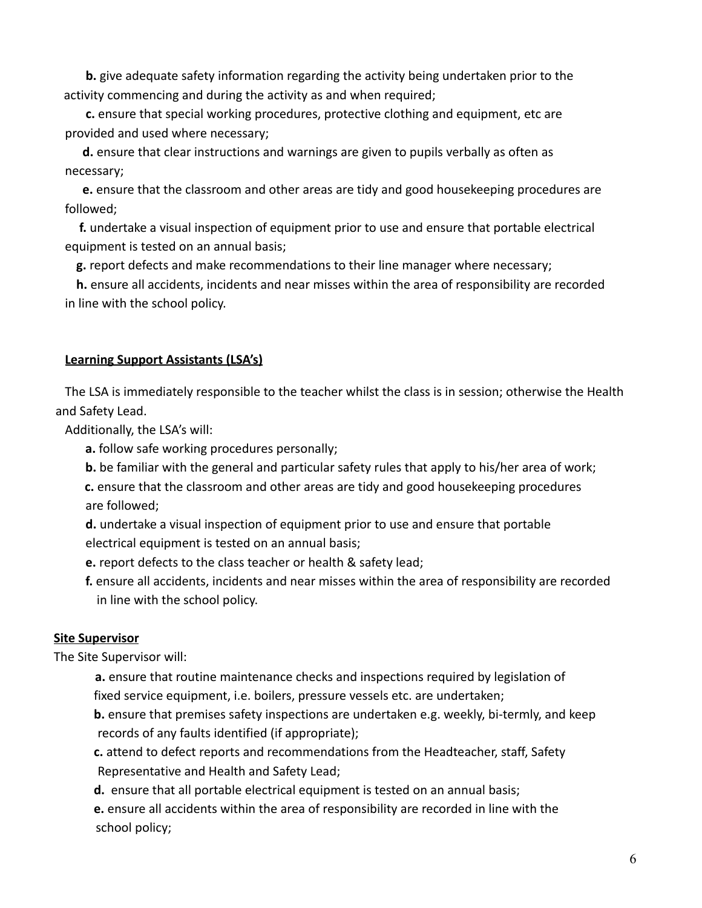**b.** give adequate safety information regarding the activity being undertaken prior to the activity commencing and during the activity as and when required;

**c.** ensure that special working procedures, protective clothing and equipment, etc are provided and used where necessary;

**d.** ensure that clear instructions and warnings are given to pupils verbally as often as necessary;

**e.** ensure that the classroom and other areas are tidy and good housekeeping procedures are followed;

**f.** undertake a visual inspection of equipment prior to use and ensure that portable electrical equipment is tested on an annual basis;

**g.** report defects and make recommendations to their line manager where necessary;

**h.** ensure all accidents, incidents and near misses within the area of responsibility are recorded in line with the school policy.

**Learning Support Assistants (LSA's)**

The LSA is immediately responsible to the teacher whilst the class is in session; otherwise the Health and Safety Lead.

Additionally, the LSA's will:

**a.** follow safe working procedures personally;

**b.** be familiar with the general and particular safety rules that apply to his/her area of work;

**c.** ensure that the classroom and other areas are tidy and good housekeeping procedures are followed;

**d.** undertake a visual inspection of equipment prior to use and ensure that portable electrical equipment is tested on an annual basis;

**e.** report defects to the class teacher or health & safety lead;

**f.** ensure all accidents, incidents and near misses within the area of responsibility are recorded in line with the school policy.

**Site Supervisor**

The Site Supervisor will:

**a.** ensure that routine maintenance checks and inspections required by legislation of fixed service equipment, i.e. boilers, pressure vessels etc. are undertaken;

**b.** ensure that premises safety inspections are undertaken e.g. weekly, bi-termly, and keep records of any faults identified (if appropriate);

**c.** attend to defect reports and recommendations from the Headteacher, staff, Safety Representative and Health and Safety Lead;

**d.** ensure that all portable electrical equipment is tested on an annual basis;

**e.** ensure all accidents within the area of responsibility are recorded in line with the school policy;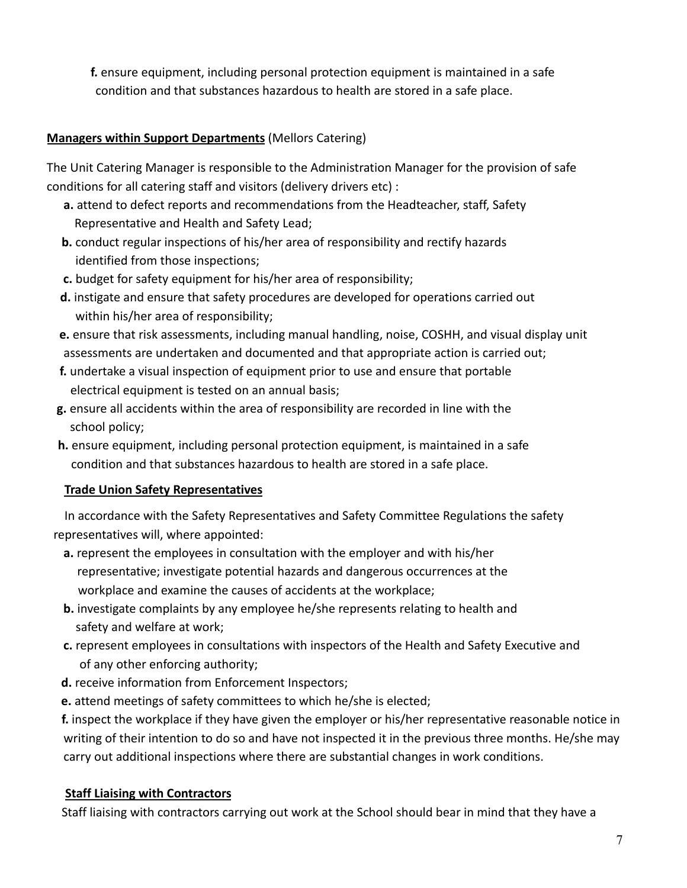**f.** ensure equipment, including personal protection equipment is maintained in a safe condition and that substances hazardous to health are stored in a safe place.

**Managers within Support Departments** (Mellors Catering)

The Unit Catering Manager is responsible to the Administration Manager for the provision of safe conditions for all catering staff and visitors (delivery drivers etc) :

**a.** attend to defect reports and recommendations from the Headteacher, staff, Safety Representative and Health and Safety Lead;

**b.** conduct regular inspections of his/her area of responsibility and rectify hazards identified from those inspections;

**c.** budget for safety equipment for his/her area of responsibility;

**d.** instigate and ensure that safety procedures are developed for operations carried out within his/her area of responsibility;

**e.** ensure that risk assessments, including manual handling, noise, COSHH, and visual display unit assessments are undertaken and documented and that appropriate action is carried out;

**f.** undertake a visual inspection of equipment prior to use and ensure that portable electrical equipment is tested on an annual basis;

**g.** ensure all accidents within the area of responsibility are recorded in line with the school policy;

**h.** ensure equipment, including personal protection equipment, is maintained in a safe condition and that substances hazardous to health are stored in a safe place.

**Trade Union Safety Representatives**

In accordance with the Safety Representatives and Safety Committee Regulations the safety representatives will, where appointed:

**a.** represent the employees in consultation with the employer and with his/her representative; investigate potential hazards and dangerous occurrences at the workplace and examine the causes of accidents at the workplace;

**b.** investigate complaints by any employee he/she represents relating to health and safety and welfare at work;

**c.** represent employees in consultations with inspectors of the Health and Safety Executive and of any other enforcing authority;

**d.** receive information from Enforcement Inspectors;

**e.** attend meetings of safety committees to which he/she is elected;

**f.** inspect the workplace if they have given the employer or his/her representative reasonable notice in writing of their intention to do so and have not inspected it in the previous three months. He/she may carry out additional inspections where there are substantial changes in work conditions.

**Staff Liaising with Contractors**

Staff liaising with contractors carrying out work at the School should bear in mind that they have a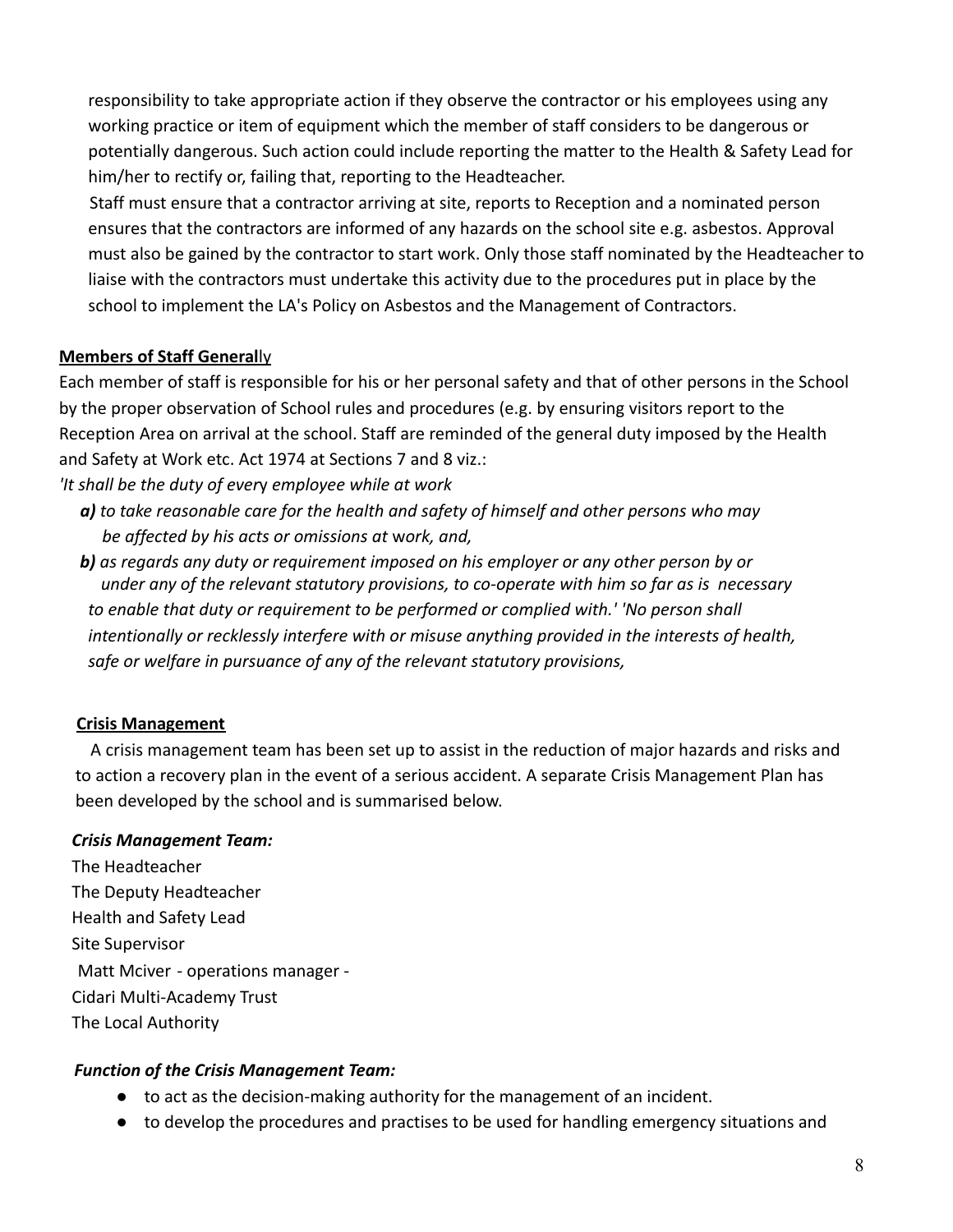responsibility to take appropriate action if they observe the contractor or his employees using any working practice or item of equipment which the member of staff considers to be dangerous or potentially dangerous. Such action could include reporting the matter to the Health & Safety Lead for him/her to rectify or, failing that, reporting to the Headteacher.

Staff must ensure that a contractor arriving at site, reports to Reception and a nominated person ensures that the contractors are informed of any hazards on the school site e.g. asbestos. Approval must also be gained by the contractor to start work. Only those staff nominated by the Headteacher to liaise with the contractors must undertake this activity due to the procedures put in place by the school to implement the LA's Policy on Asbestos and the Management of Contractors.

**Members of Staff Generally**

Each member of staff is responsible for his or her personal safety and that of other persons in the School by the proper observation of School rules and procedures (e.g. by ensuring visitors report to the Reception Area on arrival at the school. Staff are reminded of the general duty imposed by the Health and Safety at Work etc. Act 1974 at Sections 7 and 8 viz.:

*'It shall be the duty of every employee while at work*

***a)*** *to take reasonable care for the health and safety of himself and other persons who may be affected by his acts or omissions at work, and,*

***b)*** *as regards any duty or requirement imposed on his employer or any other person by or under any of the relevant statutory provisions, to co-operate with him so far as is necessary to enable that duty or requirement to be performed or complied with.' 'No person shall intentionally or recklessly interfere with or misuse anything provided in the interests of health, safe or welfare in pursuance of any of the relevant statutory provisions,*

**Crisis Management**

A crisis management team has been set up to assist in the reduction of major hazards and risks and to action a recovery plan in the event of a serious accident. A separate Crisis Management Plan has been developed by the school and is summarised below.

***Crisis Management Team:***

The Headteacher
The Deputy Headteacher
Health and Safety Lead
Site Supervisor
Matt Mciver - operations manager -
Cidari Multi-Academy Trust
The Local Authority

***Function of the Crisis Management Team:***

- to act as the decision-making authority for the management of an incident.
- to develop the procedures and practises to be used for handling emergency situations and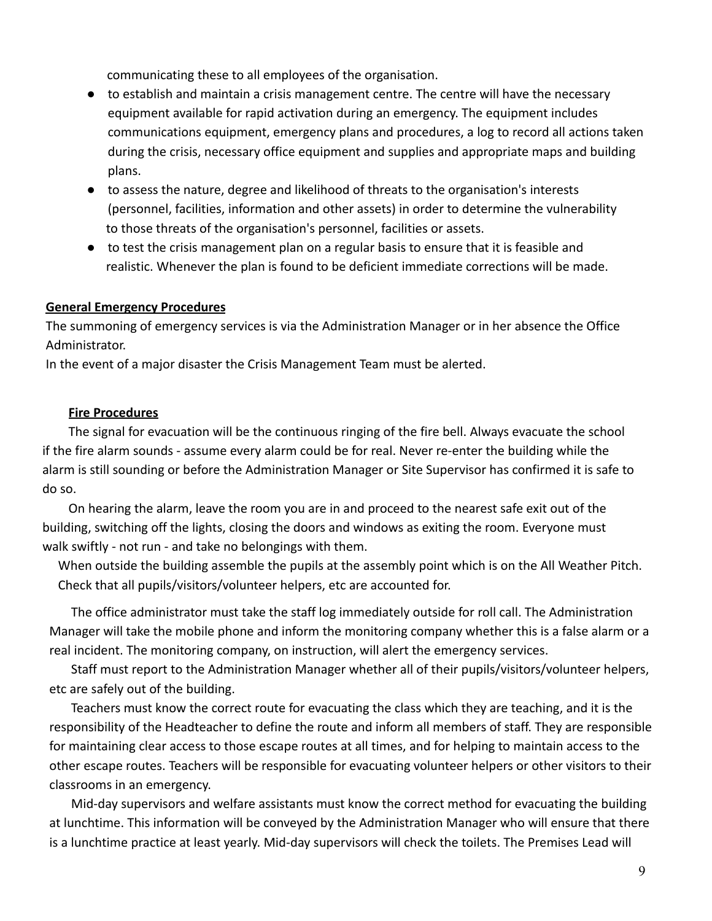communicating these to all employees of the organisation.

- to establish and maintain a crisis management centre. The centre will have the necessary equipment available for rapid activation during an emergency. The equipment includes communications equipment, emergency plans and procedures, a log to record all actions taken during the crisis, necessary office equipment and supplies and appropriate maps and building plans.
- to assess the nature, degree and likelihood of threats to the organisation's interests (personnel, facilities, information and other assets) in order to determine the vulnerability to those threats of the organisation's personnel, facilities or assets.
- to test the crisis management plan on a regular basis to ensure that it is feasible and realistic. Whenever the plan is found to be deficient immediate corrections will be made.

**General Emergency Procedures**

The summoning of emergency services is via the Administration Manager or in her absence the Office Administrator.

In the event of a major disaster the Crisis Management Team must be alerted.

**Fire Procedures**

The signal for evacuation will be the continuous ringing of the fire bell. Always evacuate the school if the fire alarm sounds - assume every alarm could be for real. Never re-enter the building while the alarm is still sounding or before the Administration Manager or Site Supervisor has confirmed it is safe to do so.

On hearing the alarm, leave the room you are in and proceed to the nearest safe exit out of the building, switching off the lights, closing the doors and windows as exiting the room. Everyone must walk swiftly - not run - and take no belongings with them.

When outside the building assemble the pupils at the assembly point which is on the All Weather Pitch. Check that all pupils/visitors/volunteer helpers, etc are accounted for.

The office administrator must take the staff log immediately outside for roll call. The Administration Manager will take the mobile phone and inform the monitoring company whether this is a false alarm or a real incident. The monitoring company, on instruction, will alert the emergency services.

Staff must report to the Administration Manager whether all of their pupils/visitors/volunteer helpers, etc are safely out of the building.

Teachers must know the correct route for evacuating the class which they are teaching, and it is the responsibility of the Headteacher to define the route and inform all members of staff. They are responsible for maintaining clear access to those escape routes at all times, and for helping to maintain access to the other escape routes. Teachers will be responsible for evacuating volunteer helpers or other visitors to their classrooms in an emergency.

Mid-day supervisors and welfare assistants must know the correct method for evacuating the building at lunchtime. This information will be conveyed by the Administration Manager who will ensure that there is a lunchtime practice at least yearly. Mid-day supervisors will check the toilets. The Premises Lead will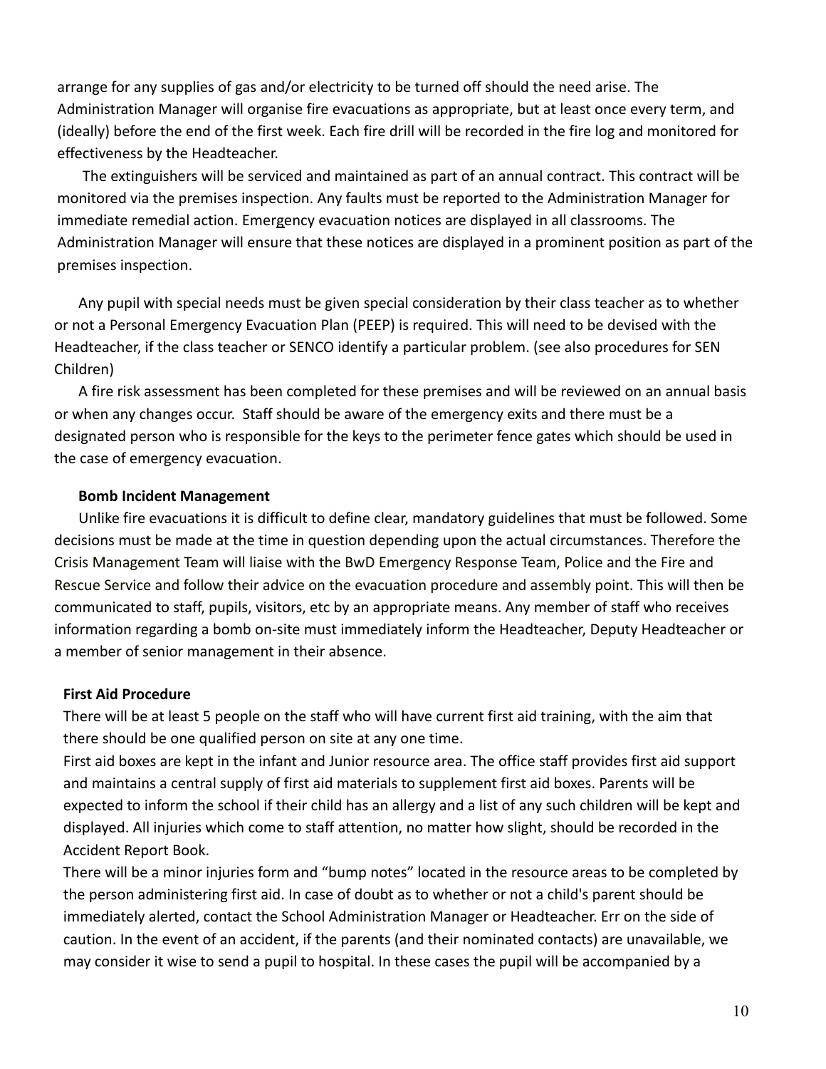arrange for any supplies of gas and/or electricity to be turned off should the need arise. The Administration Manager will organise fire evacuations as appropriate, but at least once every term, and (ideally) before the end of the first week. Each fire drill will be recorded in the fire log and monitored for effectiveness by the Headteacher.

The extinguishers will be serviced and maintained as part of an annual contract. This contract will be monitored via the premises inspection. Any faults must be reported to the Administration Manager for immediate remedial action. Emergency evacuation notices are displayed in all classrooms. The Administration Manager will ensure that these notices are displayed in a prominent position as part of the premises inspection.

Any pupil with special needs must be given special consideration by their class teacher as to whether or not a Personal Emergency Evacuation Plan (PEEP) is required. This will need to be devised with the Headteacher, if the class teacher or SENCO identify a particular problem. (see also procedures for SEN Children)

A fire risk assessment has been completed for these premises and will be reviewed on an annual basis or when any changes occur. Staff should be aware of the emergency exits and there must be a designated person who is responsible for the keys to the perimeter fence gates which should be used in the case of emergency evacuation.

**Bomb Incident Management**

Unlike fire evacuations it is difficult to define clear, mandatory guidelines that must be followed. Some decisions must be made at the time in question depending upon the actual circumstances. Therefore the Crisis Management Team will liaise with the BwD Emergency Response Team, Police and the Fire and Rescue Service and follow their advice on the evacuation procedure and assembly point. This will then be communicated to staff, pupils, visitors, etc by an appropriate means. Any member of staff who receives information regarding a bomb on-site must immediately inform the Headteacher, Deputy Headteacher or a member of senior management in their absence.

**First Aid Procedure**

There will be at least 5 people on the staff who will have current first aid training, with the aim that there should be one qualified person on site at any one time.

First aid boxes are kept in the infant and Junior resource area. The office staff provides first aid support and maintains a central supply of first aid materials to supplement first aid boxes. Parents will be expected to inform the school if their child has an allergy and a list of any such children will be kept and displayed. All injuries which come to staff attention, no matter how slight, should be recorded in the Accident Report Book.

There will be a minor injuries form and "bump notes" located in the resource areas to be completed by the person administering first aid. In case of doubt as to whether or not a child's parent should be immediately alerted, contact the School Administration Manager or Headteacher. Err on the side of caution. In the event of an accident, if the parents (and their nominated contacts) are unavailable, we may consider it wise to send a pupil to hospital. In these cases the pupil will be accompanied by a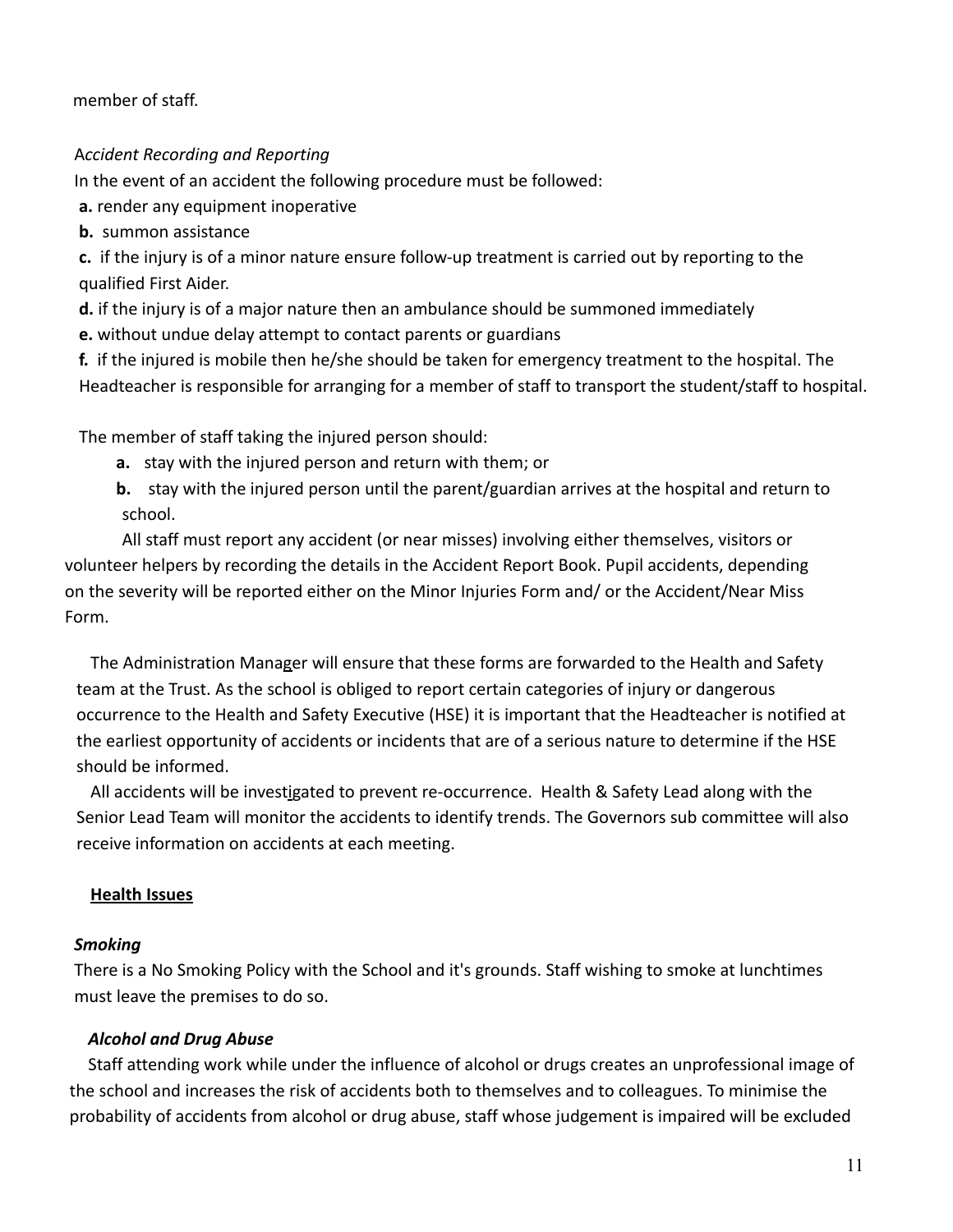member of staff.

*Accident Recording and Reporting*

In the event of an accident the following procedure must be followed:

**a.** render any equipment inoperative

**b.** summon assistance

**c.** if the injury is of a minor nature ensure follow-up treatment is carried out by reporting to the qualified First Aider.

**d.** if the injury is of a major nature then an ambulance should be summoned immediately

**e.** without undue delay attempt to contact parents or guardians

**f.** if the injured is mobile then he/she should be taken for emergency treatment to the hospital. The Headteacher is responsible for arranging for a member of staff to transport the student/staff to hospital.

The member of staff taking the injured person should:

**a.** stay with the injured person and return with them; or

**b.** stay with the injured person until the parent/guardian arrives at the hospital and return to school.

All staff must report any accident (or near misses) involving either themselves, visitors or volunteer helpers by recording the details in the Accident Report Book. Pupil accidents, depending on the severity will be reported either on the Minor Injuries Form and/ or the Accident/Near Miss Form.

The Administration Manager will ensure that these forms are forwarded to the Health and Safety team at the Trust. As the school is obliged to report certain categories of injury or dangerous occurrence to the Health and Safety Executive (HSE) it is important that the Headteacher is notified at the earliest opportunity of accidents or incidents that are of a serious nature to determine if the HSE should be informed.

All accidents will be investigated to prevent re-occurrence. Health & Safety Lead along with the Senior Lead Team will monitor the accidents to identify trends. The Governors sub committee will also receive information on accidents at each meeting.

**<u>Health Issues</u>**

***Smoking***

There is a No Smoking Policy with the School and it's grounds. Staff wishing to smoke at lunchtimes must leave the premises to do so.

***Alcohol and Drug Abuse***

Staff attending work while under the influence of alcohol or drugs creates an unprofessional image of the school and increases the risk of accidents both to themselves and to colleagues. To minimise the probability of accidents from alcohol or drug abuse, staff whose judgement is impaired will be excluded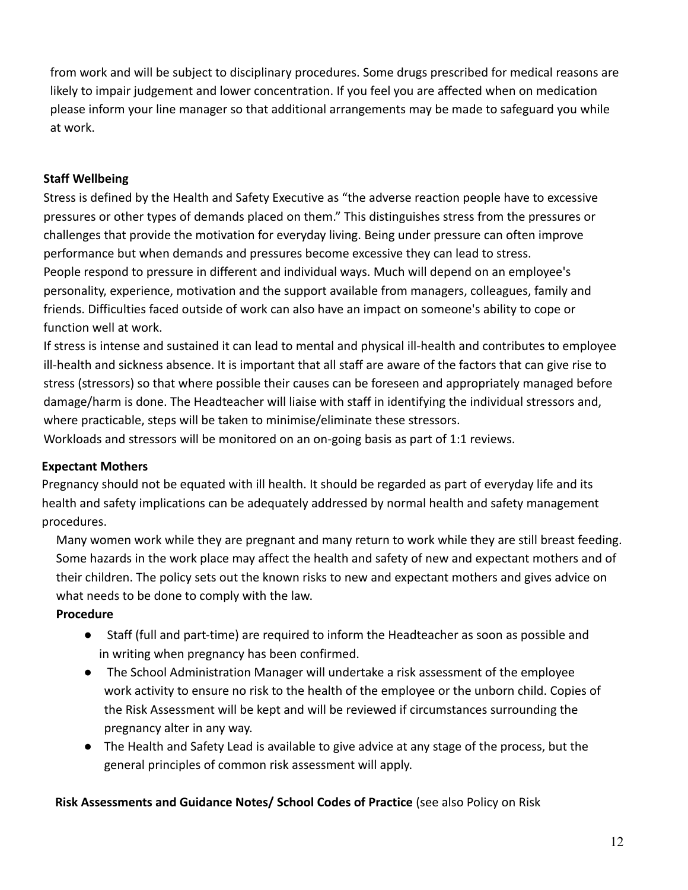from work and will be subject to disciplinary procedures. Some drugs prescribed for medical reasons are likely to impair judgement and lower concentration. If you feel you are affected when on medication please inform your line manager so that additional arrangements may be made to safeguard you while at work.

**Staff Wellbeing**

Stress is defined by the Health and Safety Executive as "the adverse reaction people have to excessive pressures or other types of demands placed on them." This distinguishes stress from the pressures or challenges that provide the motivation for everyday living. Being under pressure can often improve performance but when demands and pressures become excessive they can lead to stress.

People respond to pressure in different and individual ways. Much will depend on an employee's personality, experience, motivation and the support available from managers, colleagues, family and friends. Difficulties faced outside of work can also have an impact on someone's ability to cope or function well at work.

If stress is intense and sustained it can lead to mental and physical ill-health and contributes to employee ill-health and sickness absence. It is important that all staff are aware of the factors that can give rise to stress (stressors) so that where possible their causes can be foreseen and appropriately managed before damage/harm is done. The Headteacher will liaise with staff in identifying the individual stressors and, where practicable, steps will be taken to minimise/eliminate these stressors.

Workloads and stressors will be monitored on an on-going basis as part of 1:1 reviews.

**Expectant Mothers**

Pregnancy should not be equated with ill health. It should be regarded as part of everyday life and its health and safety implications can be adequately addressed by normal health and safety management procedures.

Many women work while they are pregnant and many return to work while they are still breast feeding. Some hazards in the work place may affect the health and safety of new and expectant mothers and of their children. The policy sets out the known risks to new and expectant mothers and gives advice on what needs to be done to comply with the law.

**Procedure**

- Staff (full and part-time) are required to inform the Headteacher as soon as possible and in writing when pregnancy has been confirmed.
- The School Administration Manager will undertake a risk assessment of the employee work activity to ensure no risk to the health of the employee or the unborn child. Copies of the Risk Assessment will be kept and will be reviewed if circumstances surrounding the pregnancy alter in any way.
- The Health and Safety Lead is available to give advice at any stage of the process, but the general principles of common risk assessment will apply.

**Risk Assessments and Guidance Notes/ School Codes of Practice** (see also Policy on Risk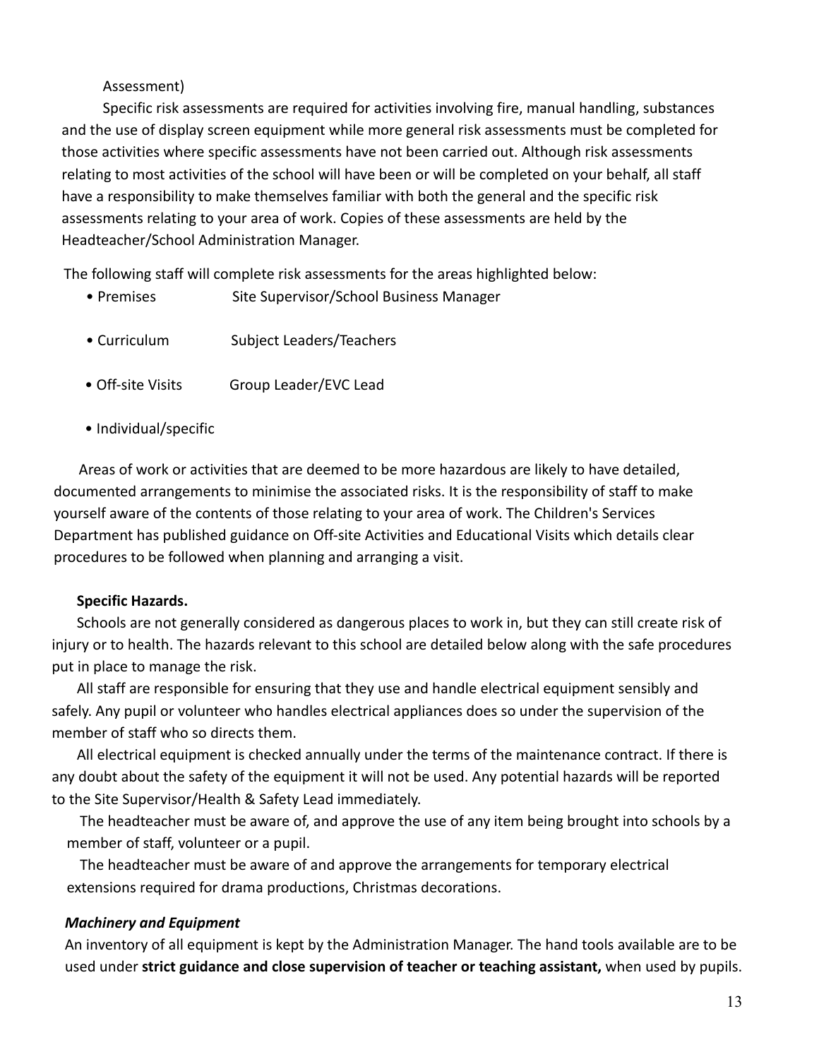Assessment)

Specific risk assessments are required for activities involving fire, manual handling, substances and the use of display screen equipment while more general risk assessments must be completed for those activities where specific assessments have not been carried out. Although risk assessments relating to most activities of the school will have been or will be completed on your behalf, all staff have a responsibility to make themselves familiar with both the general and the specific risk assessments relating to your area of work. Copies of these assessments are held by the Headteacher/School Administration Manager.

The following staff will complete risk assessments for the areas highlighted below:

- Premises Site Supervisor/School Business Manager
- Curriculum Subject Leaders/Teachers
- Off-site Visits Group Leader/EVC Lead
- Individual/specific

Areas of work or activities that are deemed to be more hazardous are likely to have detailed, documented arrangements to minimise the associated risks. It is the responsibility of staff to make yourself aware of the contents of those relating to your area of work. The Children's Services Department has published guidance on Off-site Activities and Educational Visits which details clear procedures to be followed when planning and arranging a visit.

**Specific Hazards.**

Schools are not generally considered as dangerous places to work in, but they can still create risk of injury or to health. The hazards relevant to this school are detailed below along with the safe procedures put in place to manage the risk.

All staff are responsible for ensuring that they use and handle electrical equipment sensibly and safely. Any pupil or volunteer who handles electrical appliances does so under the supervision of the member of staff who so directs them.

All electrical equipment is checked annually under the terms of the maintenance contract. If there is any doubt about the safety of the equipment it will not be used. Any potential hazards will be reported to the Site Supervisor/Health & Safety Lead immediately.

The headteacher must be aware of, and approve the use of any item being brought into schools by a member of staff, volunteer or a pupil.

The headteacher must be aware of and approve the arrangements for temporary electrical extensions required for drama productions, Christmas decorations.

***Machinery and Equipment***

An inventory of all equipment is kept by the Administration Manager. The hand tools available are to be used under **strict guidance and close supervision of teacher or teaching assistant,** when used by pupils.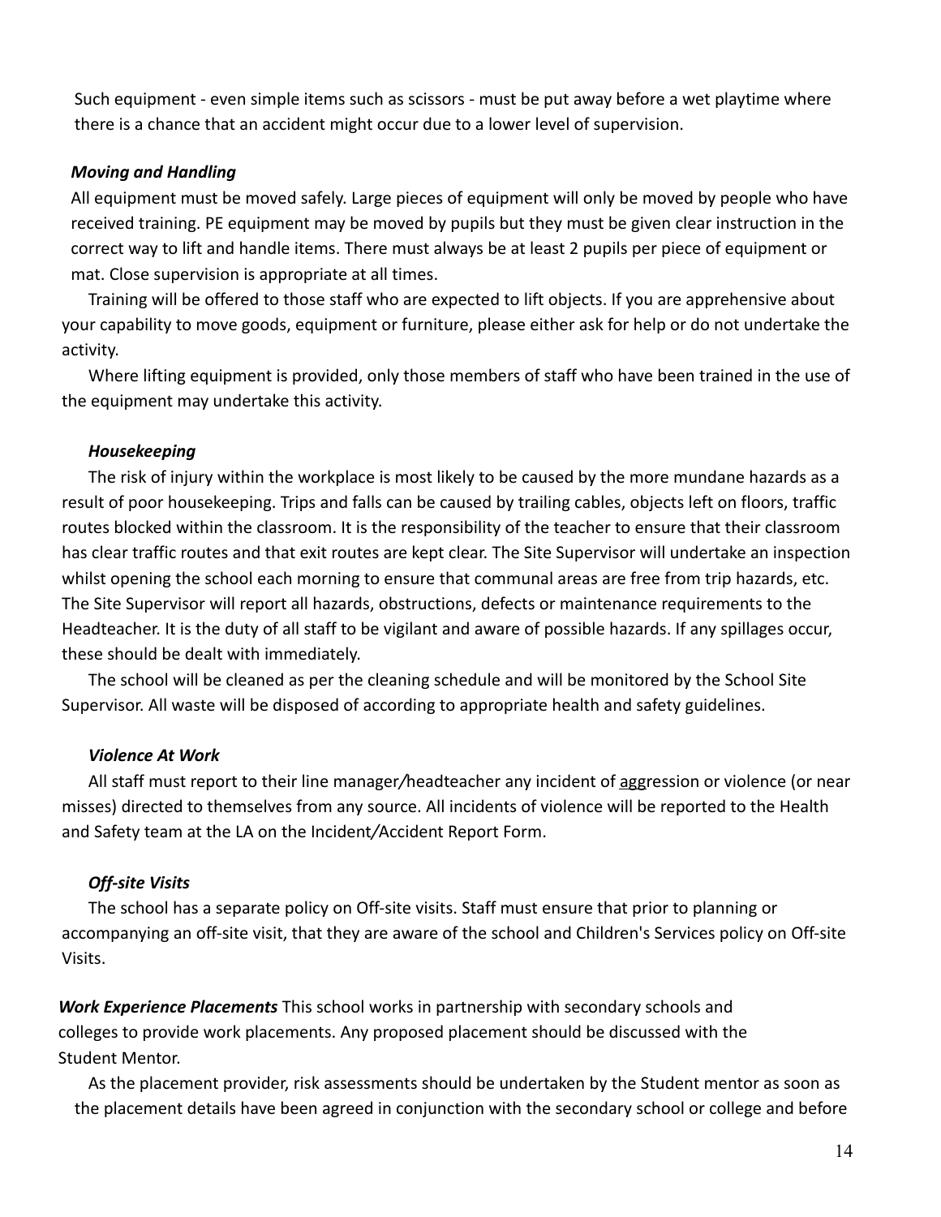Such equipment - even simple items such as scissors - must be put away before a wet playtime where there is a chance that an accident might occur due to a lower level of supervision.

***Moving and Handling***

All equipment must be moved safely. Large pieces of equipment will only be moved by people who have received training. PE equipment may be moved by pupils but they must be given clear instruction in the correct way to lift and handle items. There must always be at least 2 pupils per piece of equipment or mat. Close supervision is appropriate at all times.

Training will be offered to those staff who are expected to lift objects. If you are apprehensive about your capability to move goods, equipment or furniture, please either ask for help or do not undertake the activity.

Where lifting equipment is provided, only those members of staff who have been trained in the use of the equipment may undertake this activity.

***Housekeeping***

The risk of injury within the workplace is most likely to be caused by the more mundane hazards as a result of poor housekeeping. Trips and falls can be caused by trailing cables, objects left on floors, traffic routes blocked within the classroom. It is the responsibility of the teacher to ensure that their classroom has clear traffic routes and that exit routes are kept clear. The Site Supervisor will undertake an inspection whilst opening the school each morning to ensure that communal areas are free from trip hazards, etc. The Site Supervisor will report all hazards, obstructions, defects or maintenance requirements to the Headteacher. It is the duty of all staff to be vigilant and aware of possible hazards. If any spillages occur, these should be dealt with immediately.

The school will be cleaned as per the cleaning schedule and will be monitored by the School Site Supervisor. All waste will be disposed of according to appropriate health and safety guidelines.

***Violence At Work***

All staff must report to their line manager/headteacher any incident of aggression or violence (or near misses) directed to themselves from any source. All incidents of violence will be reported to the Health and Safety team at the LA on the Incident/Accident Report Form.

***Off-site Visits***

The school has a separate policy on Off-site visits. Staff must ensure that prior to planning or accompanying an off-site visit, that they are aware of the school and Children's Services policy on Off-site Visits.

***Work Experience Placements*** This school works in partnership with secondary schools and colleges to provide work placements. Any proposed placement should be discussed with the Student Mentor.

As the placement provider, risk assessments should be undertaken by the Student mentor as soon as the placement details have been agreed in conjunction with the secondary school or college and before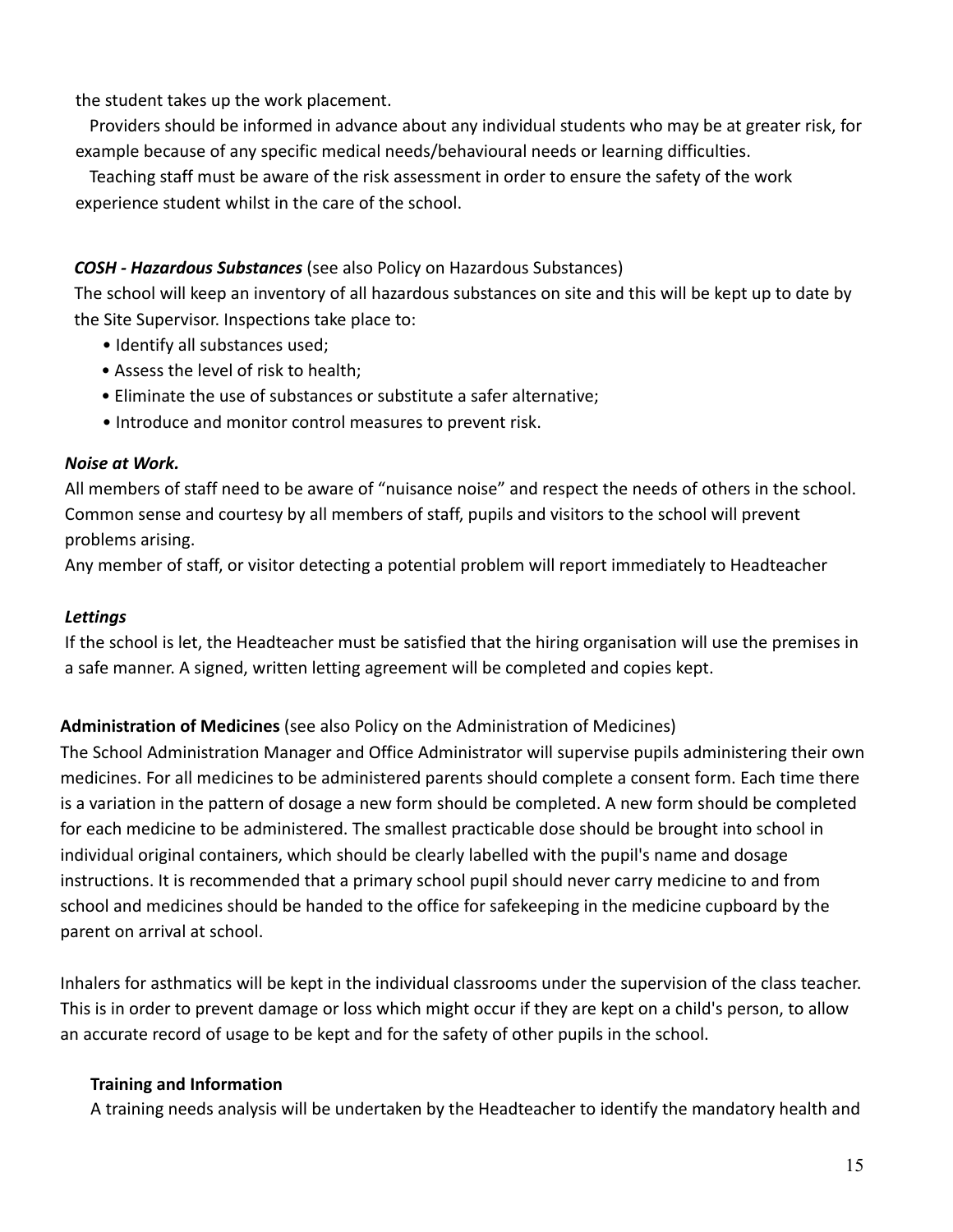the student takes up the work placement.

Providers should be informed in advance about any individual students who may be at greater risk, for example because of any specific medical needs/behavioural needs or learning difficulties.

Teaching staff must be aware of the risk assessment in order to ensure the safety of the work experience student whilst in the care of the school.

***COSH - Hazardous Substances*** (see also Policy on Hazardous Substances)

The school will keep an inventory of all hazardous substances on site and this will be kept up to date by the Site Supervisor. Inspections take place to:

- Identify all substances used;
- Assess the level of risk to health;
- Eliminate the use of substances or substitute a safer alternative;
- Introduce and monitor control measures to prevent risk.

***Noise at Work.***

All members of staff need to be aware of "nuisance noise" and respect the needs of others in the school. Common sense and courtesy by all members of staff, pupils and visitors to the school will prevent problems arising.

Any member of staff, or visitor detecting a potential problem will report immediately to Headteacher

***Lettings***

If the school is let, the Headteacher must be satisfied that the hiring organisation will use the premises in a safe manner. A signed, written letting agreement will be completed and copies kept.

**Administration of Medicines** (see also Policy on the Administration of Medicines)

The School Administration Manager and Office Administrator will supervise pupils administering their own medicines. For all medicines to be administered parents should complete a consent form. Each time there is a variation in the pattern of dosage a new form should be completed. A new form should be completed for each medicine to be administered. The smallest practicable dose should be brought into school in individual original containers, which should be clearly labelled with the pupil's name and dosage instructions. It is recommended that a primary school pupil should never carry medicine to and from school and medicines should be handed to the office for safekeeping in the medicine cupboard by the parent on arrival at school.

Inhalers for asthmatics will be kept in the individual classrooms under the supervision of the class teacher. This is in order to prevent damage or loss which might occur if they are kept on a child's person, to allow an accurate record of usage to be kept and for the safety of other pupils in the school.

**Training and Information**

A training needs analysis will be undertaken by the Headteacher to identify the mandatory health and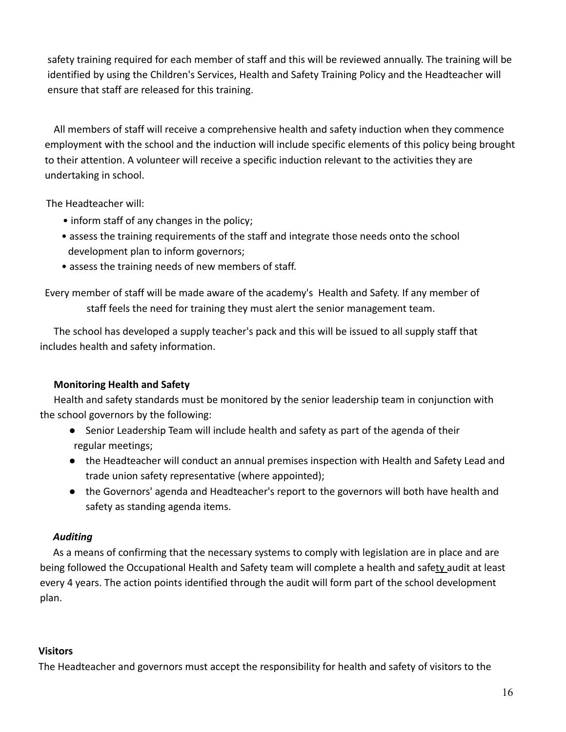safety training required for each member of staff and this will be reviewed annually. The training will be identified by using the Children's Services, Health and Safety Training Policy and the Headteacher will ensure that staff are released for this training.

All members of staff will receive a comprehensive health and safety induction when they commence employment with the school and the induction will include specific elements of this policy being brought to their attention. A volunteer will receive a specific induction relevant to the activities they are undertaking in school.

The Headteacher will:

- inform staff of any changes in the policy;
- assess the training requirements of the staff and integrate those needs onto the school development plan to inform governors;
- assess the training needs of new members of staff.

Every member of staff will be made aware of the academy's Health and Safety. If any member of staff feels the need for training they must alert the senior management team.

The school has developed a supply teacher's pack and this will be issued to all supply staff that includes health and safety information.

**Monitoring Health and Safety**

Health and safety standards must be monitored by the senior leadership team in conjunction with the school governors by the following:

- Senior Leadership Team will include health and safety as part of the agenda of their regular meetings;
- the Headteacher will conduct an annual premises inspection with Health and Safety Lead and trade union safety representative (where appointed);
- the Governors' agenda and Headteacher's report to the governors will both have health and safety as standing agenda items.

***Auditing***

As a means of confirming that the necessary systems to comply with legislation are in place and are being followed the Occupational Health and Safety team will complete a health and safety audit at least every 4 years. The action points identified through the audit will form part of the school development plan.

**Visitors**

The Headteacher and governors must accept the responsibility for health and safety of visitors to the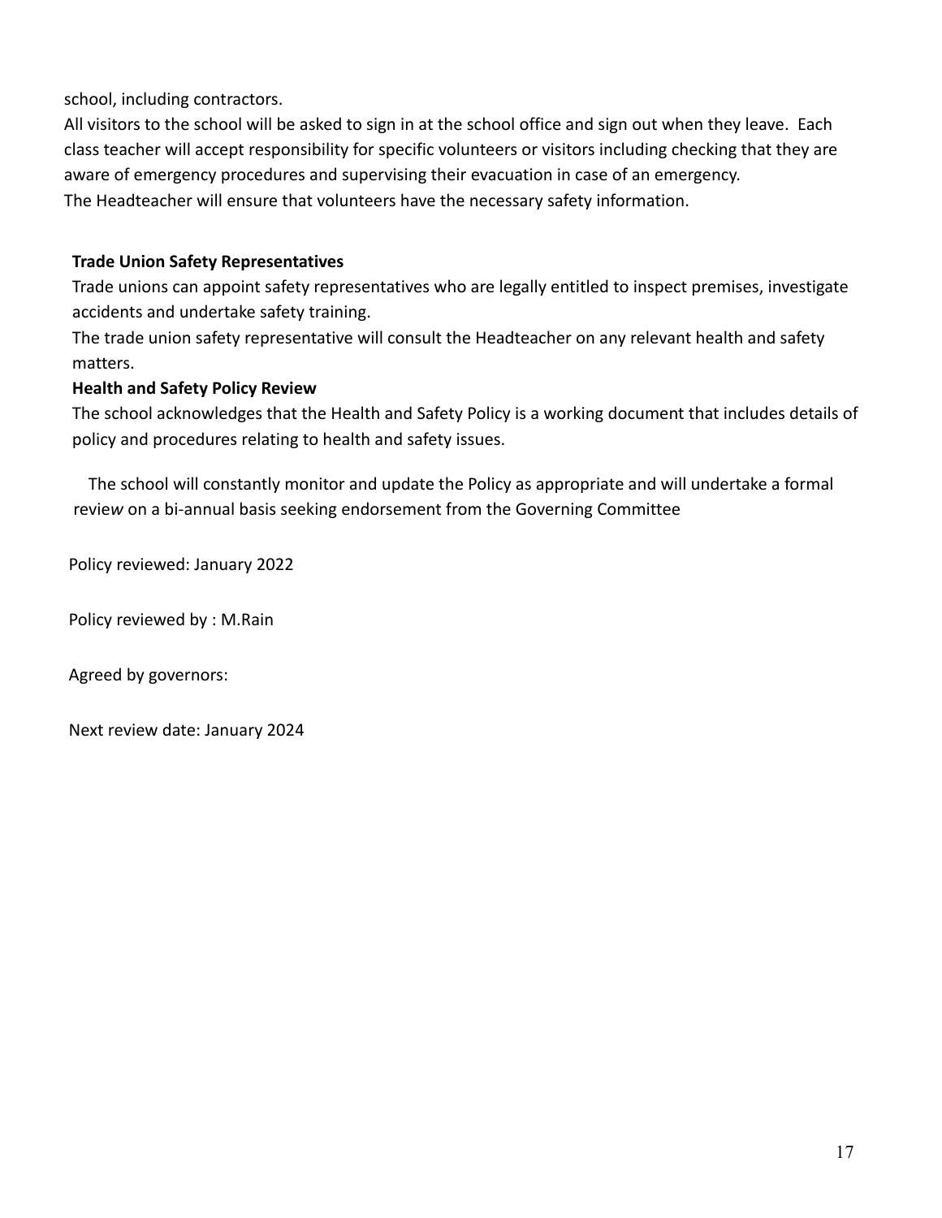school, including contractors.

All visitors to the school will be asked to sign in at the school office and sign out when they leave. Each class teacher will accept responsibility for specific volunteers or visitors including checking that they are aware of emergency procedures and supervising their evacuation in case of an emergency.

The Headteacher will ensure that volunteers have the necessary safety information.

**Trade Union Safety Representatives**

Trade unions can appoint safety representatives who are legally entitled to inspect premises, investigate accidents and undertake safety training.

The trade union safety representative will consult the Headteacher on any relevant health and safety matters.

**Health and Safety Policy Review**

The school acknowledges that the Health and Safety Policy is a working document that includes details of policy and procedures relating to health and safety issues.

The school will constantly monitor and update the Policy as appropriate and will undertake a formal review on a bi-annual basis seeking endorsement from the Governing Committee

Policy reviewed: January 2022

Policy reviewed by : M.Rain

Agreed by governors:

Next review date: January 2024